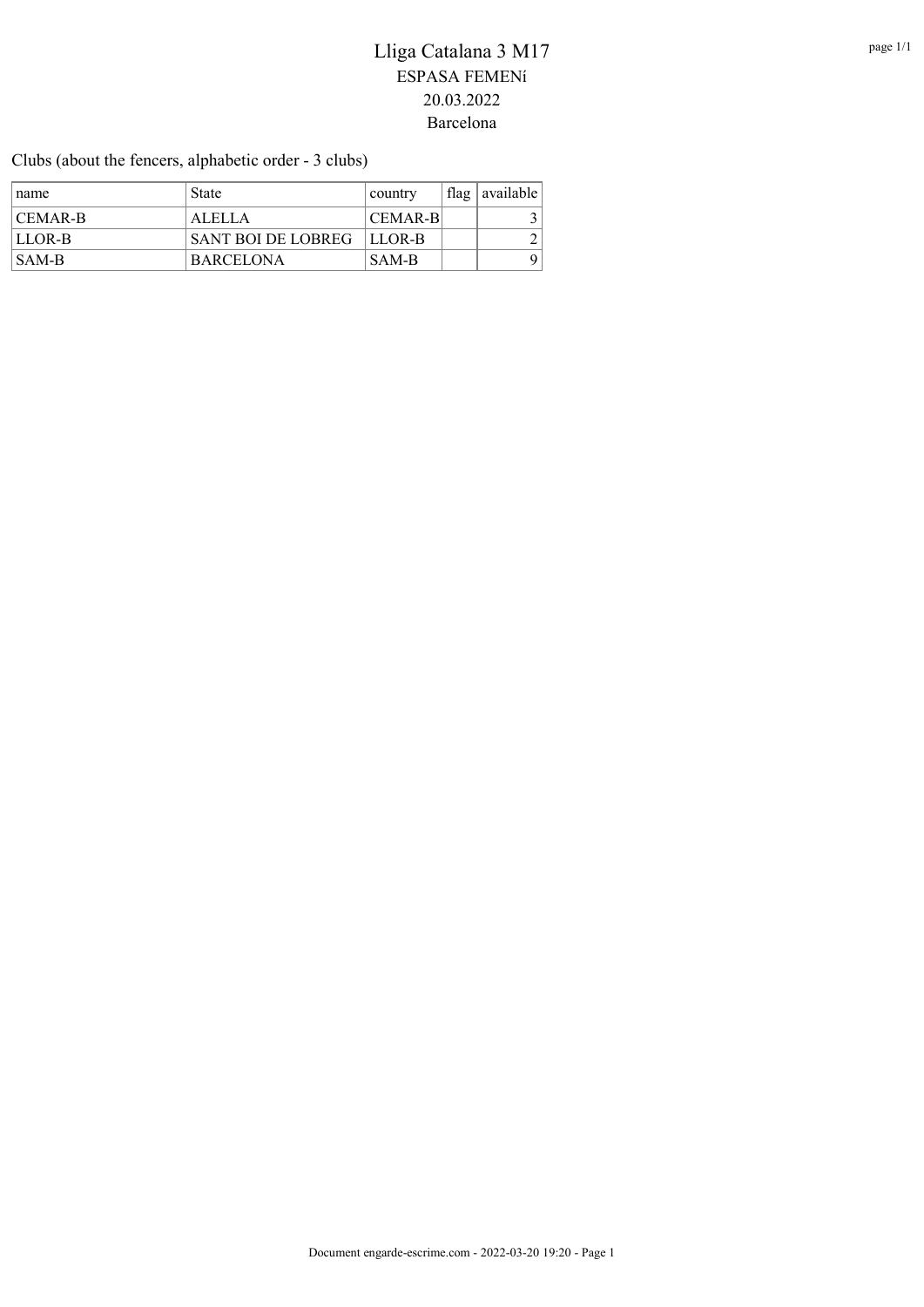# Lliga Catalana 3 M17

ESPASA FEMENí

20.03.2022

Barcelona

Clubs (about the fencers, alphabetic order - 3 clubs)

| name | State | country | flag | available |
|---|---|---|---|---|
| CEMAR-B | ALELLA | CEMAR-B | | 3 |
| LLOR-B | SANT BOI DE LOBREG | LLOR-B | | 2 |
| SAM-B | BARCELONA | SAM-B | | 9 |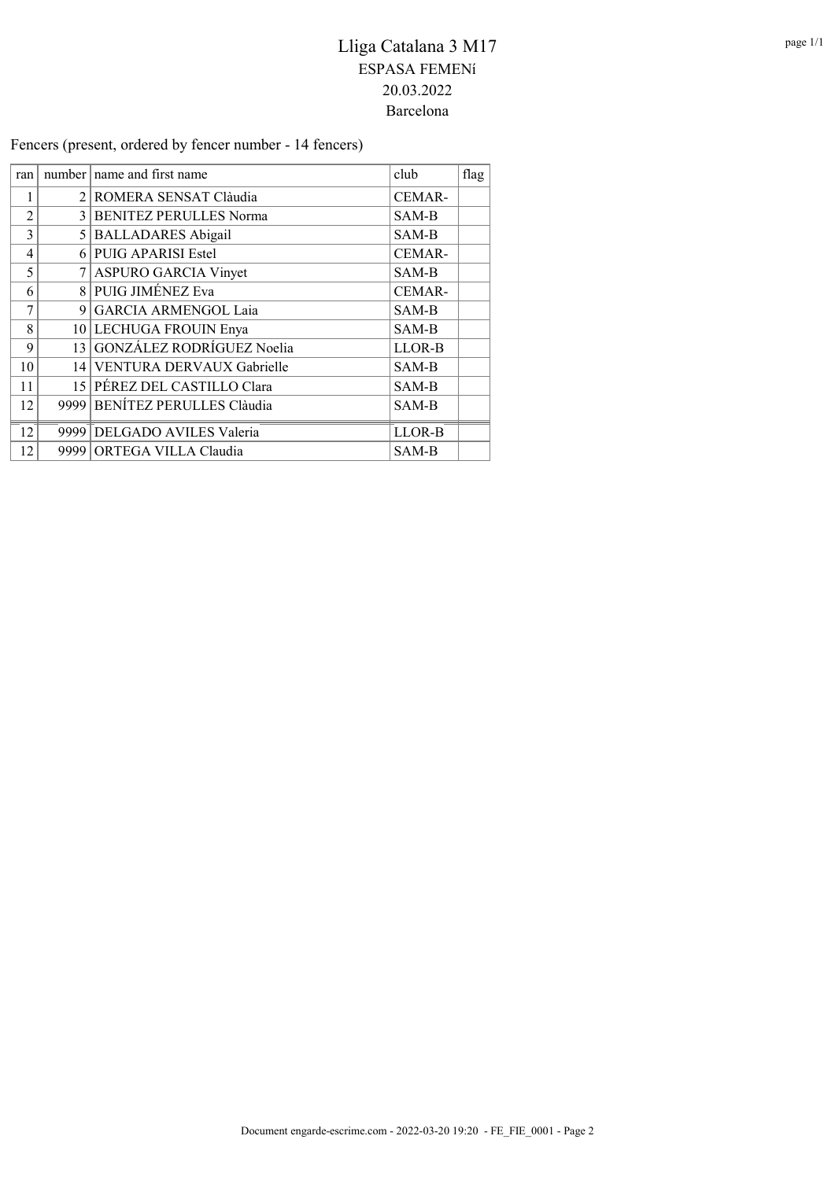# Lliga Catalana 3 M17

## ESPASA FEMENí

## 20.03.2022

## Barcelona

Fencers (present, ordered by fencer number - 14 fencers)

| ran | number | name and first name | club | flag |
|---|---|---|---|---|
| 1 | 2 | ROMERA SENSAT Clàudia | CEMAR- | |
| 2 | 3 | BENITEZ PERULLES Norma | SAM-B | |
| 3 | 5 | BALLADARES Abigail | SAM-B | |
| 4 | 6 | PUIG APARISI Estel | CEMAR- | |
| 5 | 7 | ASPURO GARCIA Vinyet | SAM-B | |
| 6 | 8 | PUIG JIMÉNEZ Eva | CEMAR- | |
| 7 | 9 | GARCIA ARMENGOL Laia | SAM-B | |
| 8 | 10 | LECHUGA FROUIN Enya | SAM-B | |
| 9 | 13 | GONZÁLEZ RODRÍGUEZ Noelia | LLOR-B | |
| 10 | 14 | VENTURA DERVAUX Gabrielle | SAM-B | |
| 11 | 15 | PÉREZ DEL CASTILLO Clara | SAM-B | |
| 12 | 9999 | BENÍTEZ PERULLES Clàudia | SAM-B | |
| 12 | 9999 | DELGADO AVILES Valeria | LLOR-B | |
| 12 | 9999 | ORTEGA VILLA Claudia | SAM-B | |

Document engarde-escrime.com - 2022-03-20 19:20 - FE_FIE_0001 - Page 2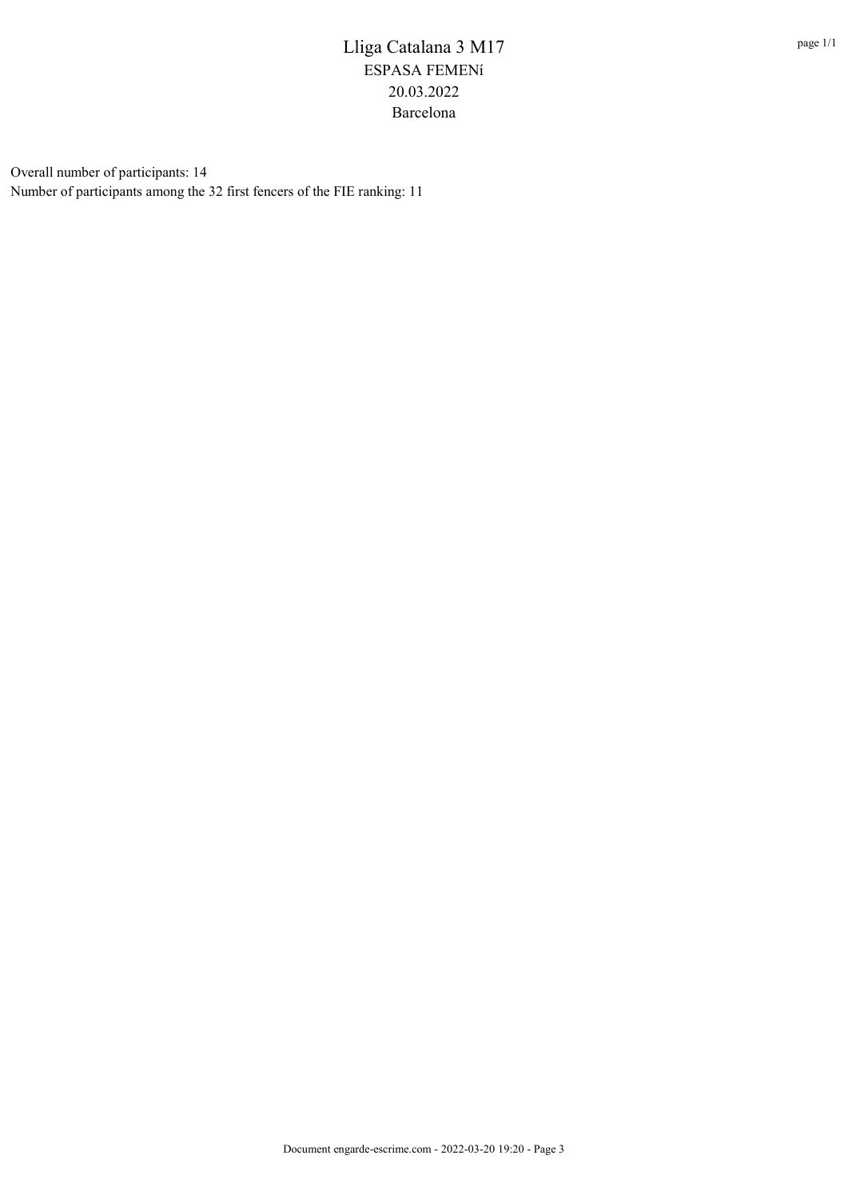# Lliga Catalana 3 M17

ESPASA FEMENí

20.03.2022

Barcelona

Overall number of participants: 14

Number of participants among the 32 first fencers of the FIE ranking: 11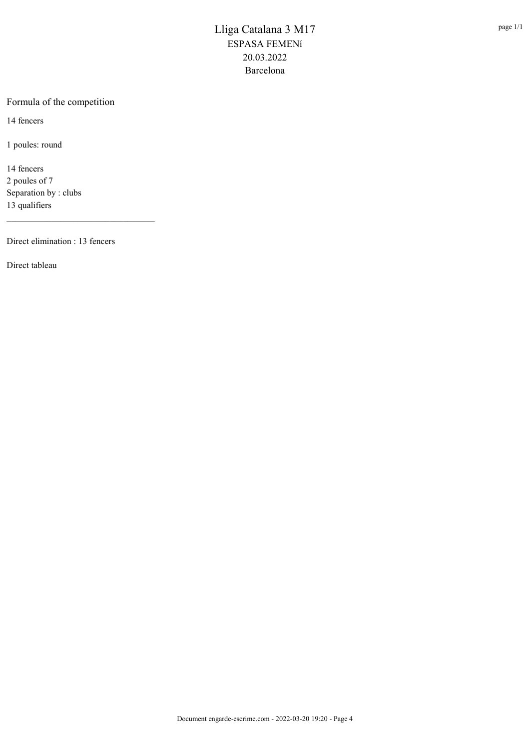# Lliga Catalana 3 M17
ESPASA FEMENí
20.03.2022
Barcelona

## Formula of the competition

14 fencers

1 poules: round

14 fencers
2 poules of 7
Separation by : clubs
13 qualifiers

---

Direct elimination : 13 fencers

Direct tableau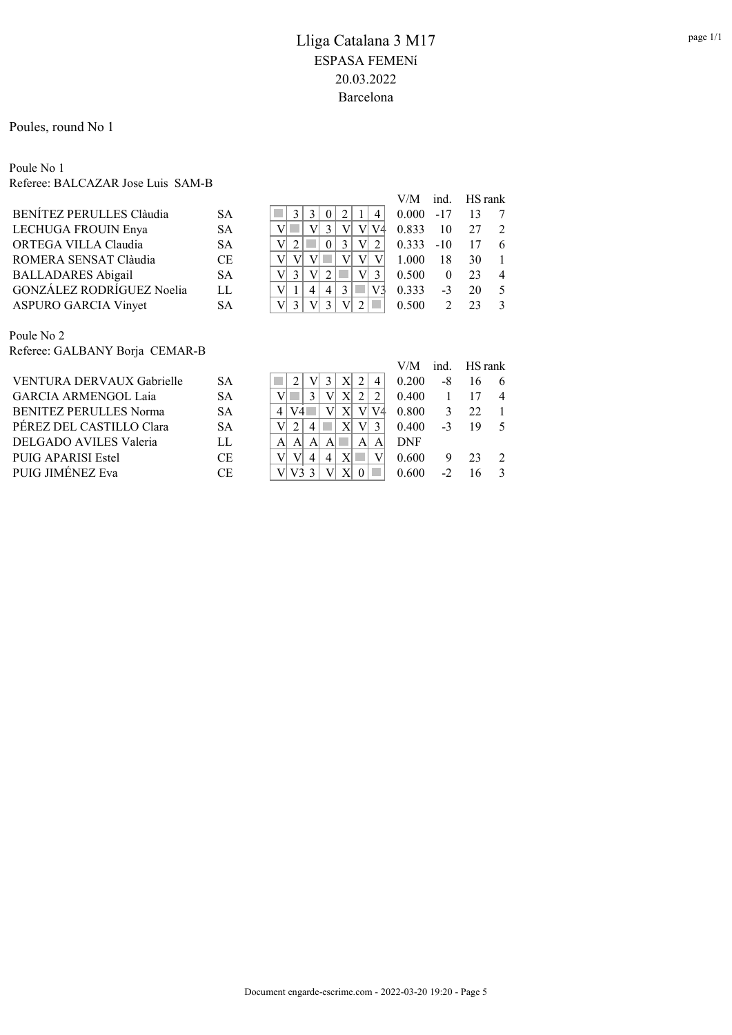# Lliga Catalana 3 M17

ESPASA FEMENí

20.03.2022

Barcelona

Poules, round No 1

Poule No 1

Referee: BALCAZAR Jose Luis SAM-B

| Name | Club | 1 | 2 | 3 | 4 | 5 | 6 | 7 | V/M | ind. | HS | rank |
|---|---|---|---|---|---|---|---|---|---|---|---|---|
| BENÍTEZ PERULLES Clàudia | SA | | 3 | 3 | 0 | 2 | 1 | 4 | 0.000 | -17 | 13 | 7 |
| LECHUGA FROUIN Enya | SA | V | | V | 3 | V | V | V4 | 0.833 | 10 | 27 | 2 |
| ORTEGA VILLA Claudia | SA | V | 2 | | 0 | 3 | V | 2 | 0.333 | -10 | 17 | 6 |
| ROMERA SENSAT Clàudia | CE | V | V | V | | V | V | V | 1.000 | 18 | 30 | 1 |
| BALLADARES Abigail | SA | V | 3 | V | 2 | | V | 3 | 0.500 | 0 | 23 | 4 |
| GONZÁLEZ RODRÍGUEZ Noelia | LL | V | 1 | 4 | 4 | 3 | | V3 | 0.333 | -3 | 20 | 5 |
| ASPURO GARCIA Vinyet | SA | V | 3 | V | 3 | V | 2 | | 0.500 | 2 | 23 | 3 |

Poule No 2

Referee: GALBANY Borja CEMAR-B

| Name | Club | 1 | 2 | 3 | 4 | 5 | 6 | 7 | V/M | ind. | HS | rank |
|---|---|---|---|---|---|---|---|---|---|---|---|---|
| VENTURA DERVAUX Gabrielle | SA | | 2 | V | 3 | X | 2 | 4 | 0.200 | -8 | 16 | 6 |
| GARCIA ARMENGOL Laia | SA | V | | 3 | V | X | 2 | 2 | 0.400 | 1 | 17 | 4 |
| BENITEZ PERULLES Norma | SA | 4 | V4 | | V | X | V | V4 | 0.800 | 3 | 22 | 1 |
| PÉREZ DEL CASTILLO Clara | SA | V | 2 | 4 | | X | V | 3 | 0.400 | -3 | 19 | 5 |
| DELGADO AVILES Valeria | LL | A | A | A | A | | A | A | DNF | | | |
| PUIG APARISI Estel | CE | V | V | 4 | 4 | X | | V | 0.600 | 9 | 23 | 2 |
| PUIG JIMÉNEZ Eva | CE | V | V3 | 3 | V | X | 0 | | 0.600 | -2 | 16 | 3 |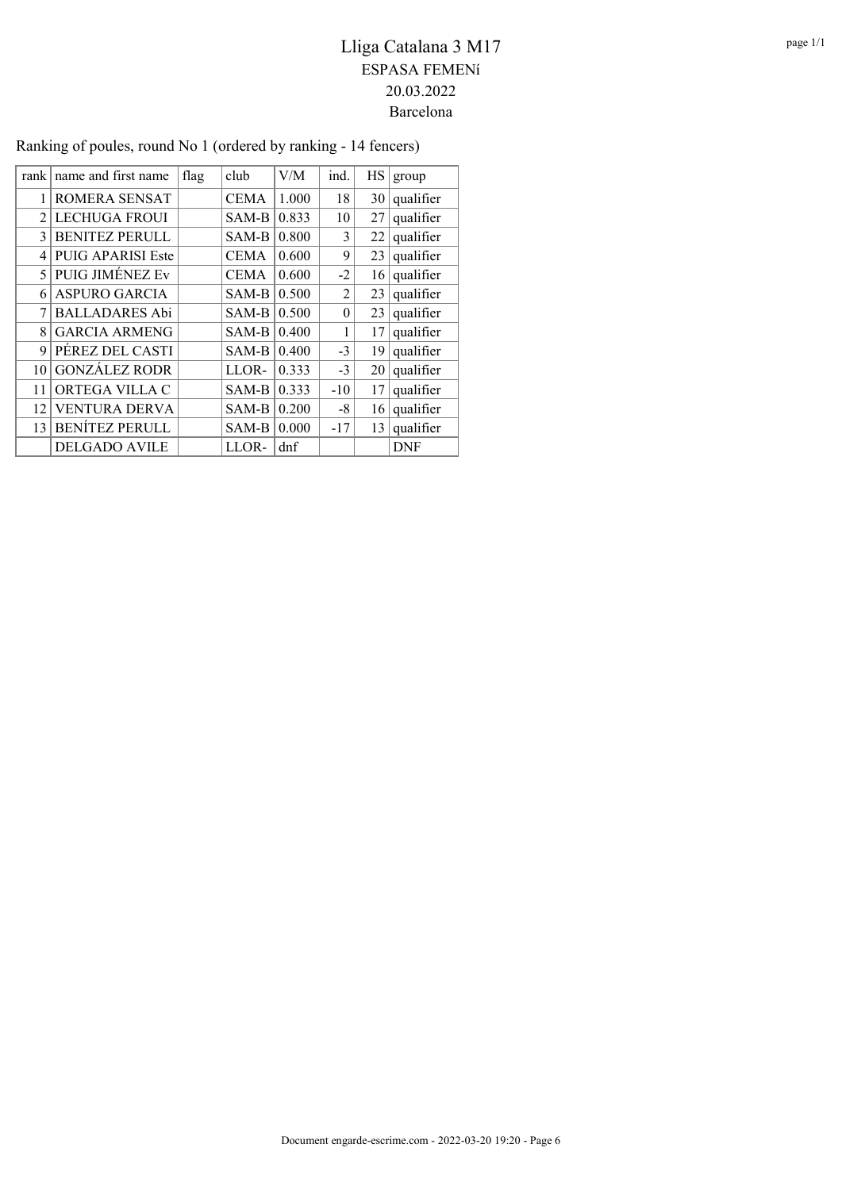# Lliga Catalana 3 M17

ESPASA FEMENí

20.03.2022

Barcelona

Ranking of poules, round No 1 (ordered by ranking - 14 fencers)

| rank | name and first name | flag | club | V/M | ind. | HS | group |
|---|---|---|---|---|---|---|---|
| 1 | ROMERA SENSAT | | CEMA | 1.000 | 18 | 30 | qualifier |
| 2 | LECHUGA FROUI | | SAM-B | 0.833 | 10 | 27 | qualifier |
| 3 | BENITEZ PERULL | | SAM-B | 0.800 | 3 | 22 | qualifier |
| 4 | PUIG APARISI Este | | CEMA | 0.600 | 9 | 23 | qualifier |
| 5 | PUIG JIMÉNEZ Ev | | CEMA | 0.600 | -2 | 16 | qualifier |
| 6 | ASPURO GARCIA | | SAM-B | 0.500 | 2 | 23 | qualifier |
| 7 | BALLADARES Abi | | SAM-B | 0.500 | 0 | 23 | qualifier |
| 8 | GARCIA ARMENG | | SAM-B | 0.400 | 1 | 17 | qualifier |
| 9 | PÉREZ DEL CASTI | | SAM-B | 0.400 | -3 | 19 | qualifier |
| 10 | GONZÁLEZ RODR | | LLOR- | 0.333 | -3 | 20 | qualifier |
| 11 | ORTEGA VILLA C | | SAM-B | 0.333 | -10 | 17 | qualifier |
| 12 | VENTURA DERVA | | SAM-B | 0.200 | -8 | 16 | qualifier |
| 13 | BENÍTEZ PERULL | | SAM-B | 0.000 | -17 | 13 | qualifier |
| | DELGADO AVILE | | LLOR- | dnf | | | DNF |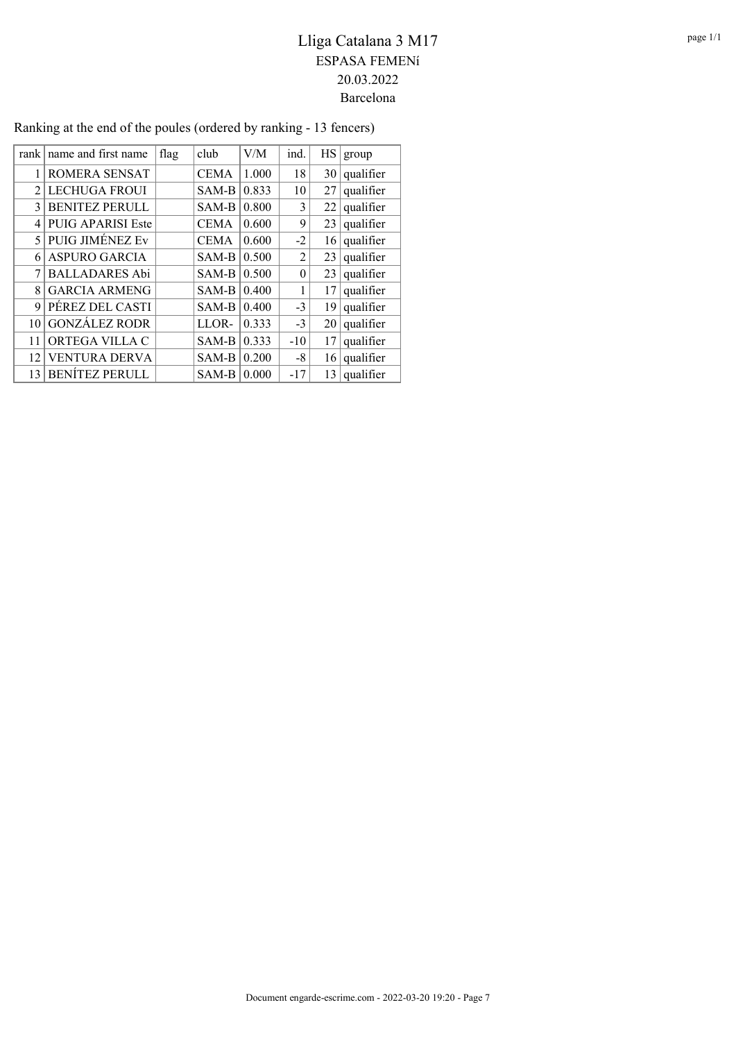# Lliga Catalana 3 M17

ESPASA FEMENí

20.03.2022

Barcelona

Ranking at the end of the poules (ordered by ranking - 13 fencers)

| rank | name and first name | flag | club | V/M | ind. | HS | group |
|---|---|---|---|---|---|---|---|
| 1 | ROMERA SENSAT | | CEMA | 1.000 | 18 | 30 | qualifier |
| 2 | LECHUGA FROUI | | SAM-B | 0.833 | 10 | 27 | qualifier |
| 3 | BENITEZ PERULL | | SAM-B | 0.800 | 3 | 22 | qualifier |
| 4 | PUIG APARISI Este | | CEMA | 0.600 | 9 | 23 | qualifier |
| 5 | PUIG JIMÉNEZ Ev | | CEMA | 0.600 | -2 | 16 | qualifier |
| 6 | ASPURO GARCIA | | SAM-B | 0.500 | 2 | 23 | qualifier |
| 7 | BALLADARES Abi | | SAM-B | 0.500 | 0 | 23 | qualifier |
| 8 | GARCIA ARMENG | | SAM-B | 0.400 | 1 | 17 | qualifier |
| 9 | PÉREZ DEL CASTI | | SAM-B | 0.400 | -3 | 19 | qualifier |
| 10 | GONZÁLEZ RODR | | LLOR- | 0.333 | -3 | 20 | qualifier |
| 11 | ORTEGA VILLA C | | SAM-B | 0.333 | -10 | 17 | qualifier |
| 12 | VENTURA DERVA | | SAM-B | 0.200 | -8 | 16 | qualifier |
| 13 | BENÍTEZ PERULL | | SAM-B | 0.000 | -17 | 13 | qualifier |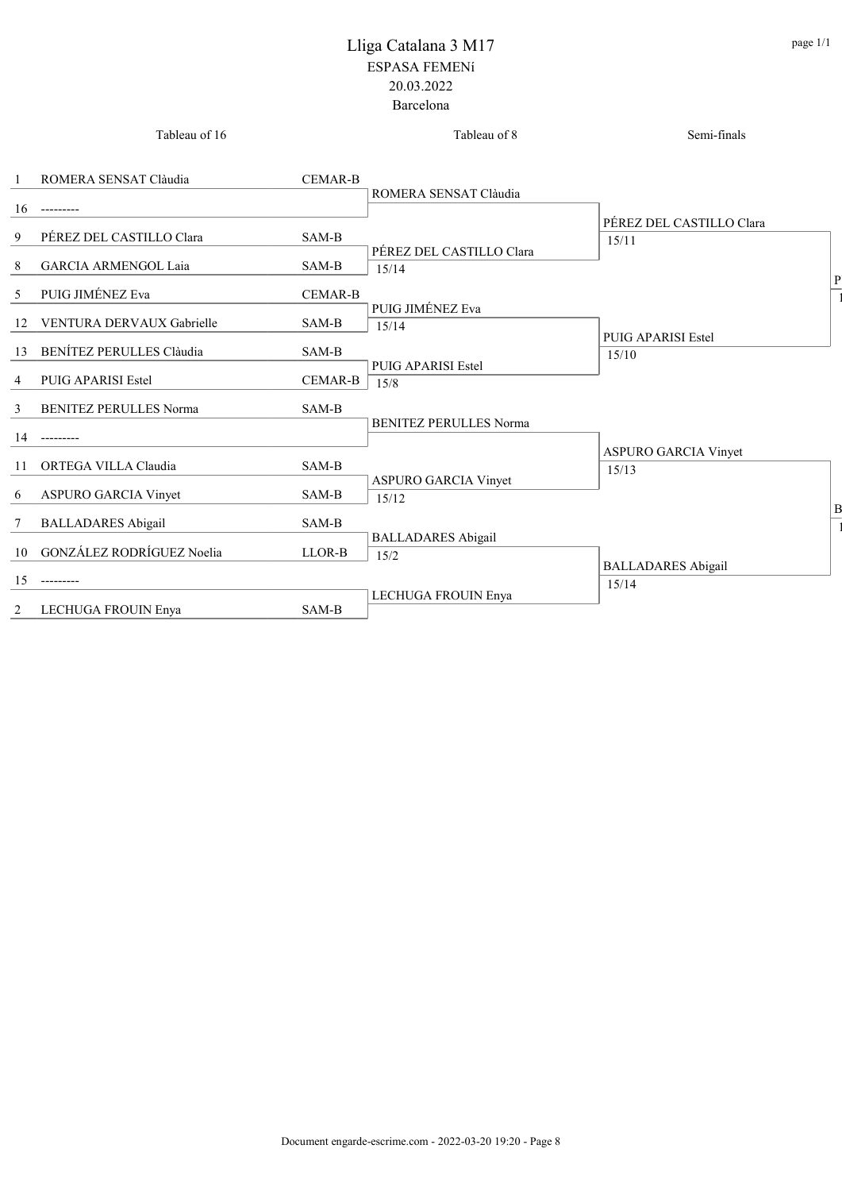# Lliga Catalana 3 M17

ESPASA FEMENí

20.03.2022

Barcelona

| Tableau of 16 | | | Tableau of 8 | Semi-finals |
|---|---|---|---|---|
| 1 | ROMERA SENSAT Clàudia | CEMAR-B | ROMERA SENSAT Clàudia | PÉREZ DEL CASTILLO Clara 15/11 |
| 16 | --------- | | | |
| 9 | PÉREZ DEL CASTILLO Clara | SAM-B | PÉREZ DEL CASTILLO Clara 15/14 | |
| 8 | GARCIA ARMENGOL Laia | SAM-B | | |
| 5 | PUIG JIMÉNEZ Eva | CEMAR-B | PUIG JIMÉNEZ Eva 15/14 | PUIG APARISI Estel 15/10 |
| 12 | VENTURA DERVAUX Gabrielle | SAM-B | | |
| 13 | BENÍTEZ PERULLES Clàudia | SAM-B | PUIG APARISI Estel 15/8 | |
| 4 | PUIG APARISI Estel | CEMAR-B | | |
| 3 | BENITEZ PERULLES Norma | SAM-B | BENITEZ PERULLES Norma | ASPURO GARCIA Vinyet 15/13 |
| 14 | --------- | | | |
| 11 | ORTEGA VILLA Claudia | SAM-B | ASPURO GARCIA Vinyet 15/12 | |
| 6 | ASPURO GARCIA Vinyet | SAM-B | | |
| 7 | BALLADARES Abigail | SAM-B | BALLADARES Abigail 15/2 | BALLADARES Abigail 15/14 |
| 10 | GONZÁLEZ RODRÍGUEZ Noelia | LLOR-B | | |
| 15 | --------- | | LECHUGA FROUIN Enya | |
| 2 | LECHUGA FROUIN Enya | SAM-B | | |

Document engarde-escrime.com - 2022-03-20 19:20 - Page 8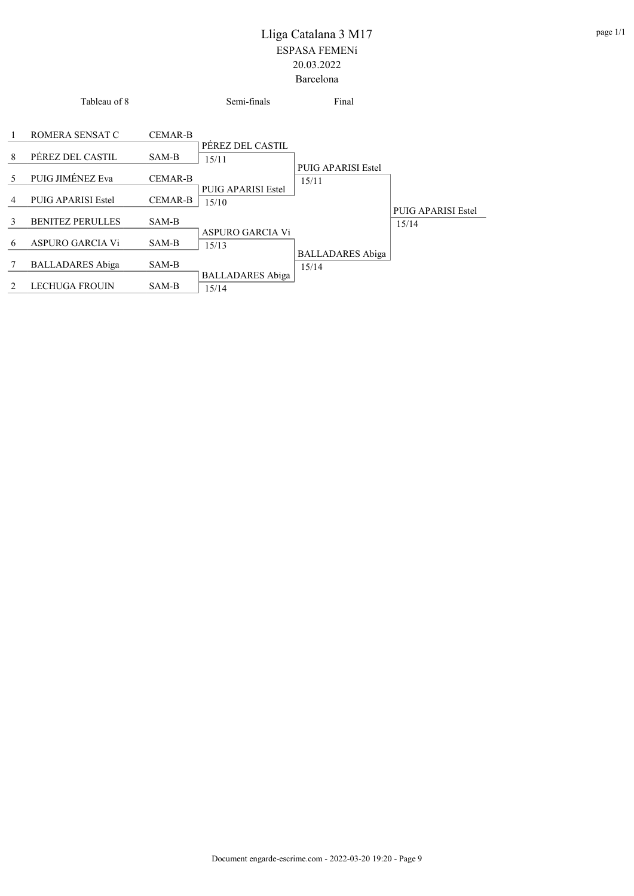# Lliga Catalana 3 M17

ESPASA FEMENí

20.03.2022

Barcelona

| Tableau of 8 | | | Semi-finals | Final | |
|---|---|---|---|---|---|
| 1 | ROMERA SENSAT C | CEMAR-B | | | |
| | | | PÉREZ DEL CASTIL 15/11 | | |
| 8 | PÉREZ DEL CASTIL | SAM-B | | | |
| | | | | PUIG APARISI Estel 15/11 | |
| 5 | PUIG JIMÉNEZ Eva | CEMAR-B | | | |
| | | | PUIG APARISI Estel 15/10 | | |
| 4 | PUIG APARISI Estel | CEMAR-B | | | |
| | | | | | PUIG APARISI Estel 15/14 |
| 3 | BENITEZ PERULLES | SAM-B | | | |
| | | | ASPURO GARCIA Vi 15/13 | | |
| 6 | ASPURO GARCIA Vi | SAM-B | | | |
| | | | | BALLADARES Abiga 15/14 | |
| 7 | BALLADARES Abiga | SAM-B | | | |
| | | | BALLADARES Abiga 15/14 | | |
| 2 | LECHUGA FROUIN | SAM-B | | | |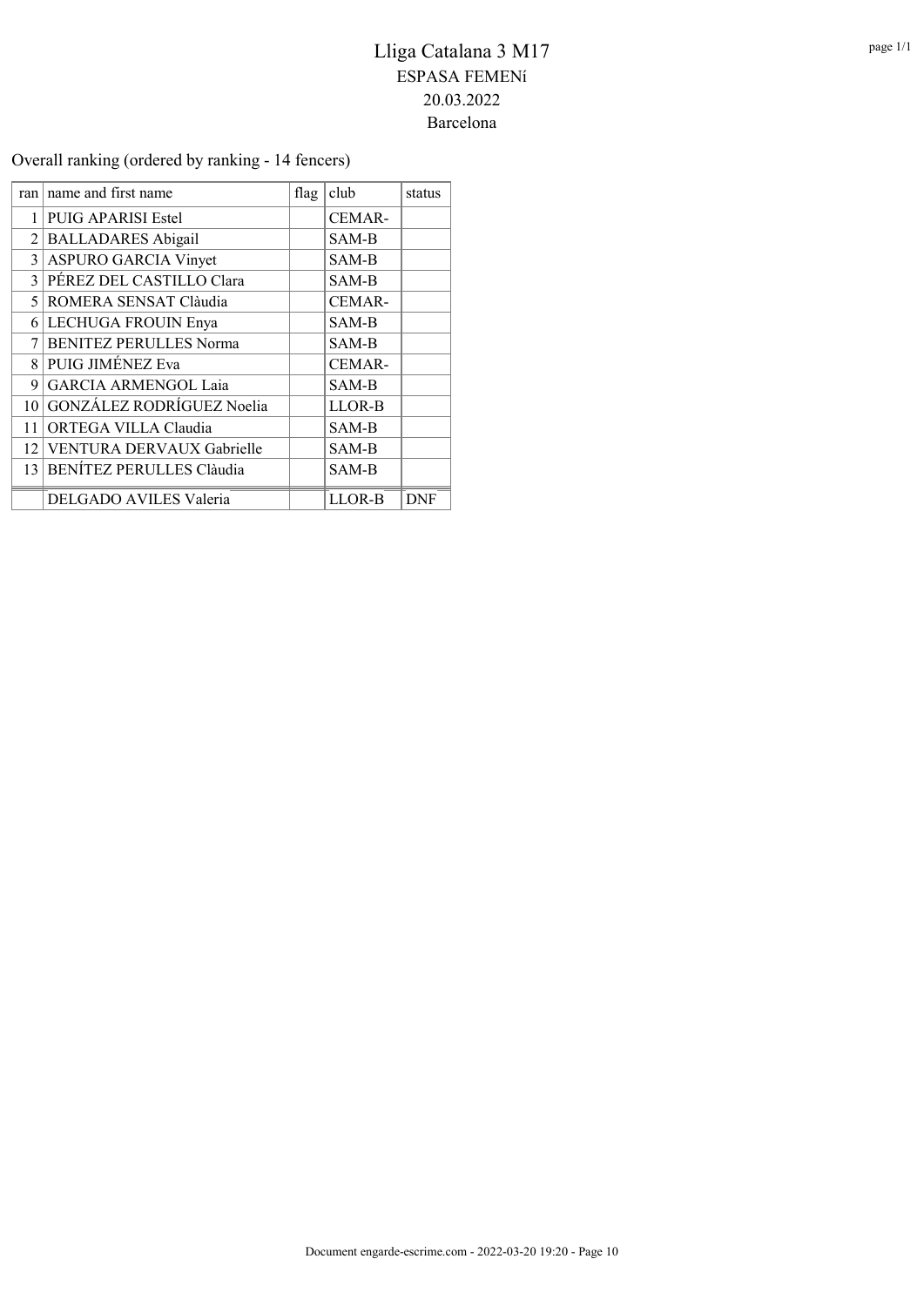# Lliga Catalana 3 M17
## ESPASA FEMENí
## 20.03.2022
## Barcelona

Overall ranking (ordered by ranking - 14 fencers)

| ran | name and first name | flag | club | status |
|---|---|---|---|---|
| 1 | PUIG APARISI Estel | | CEMAR- | |
| 2 | BALLADARES Abigail | | SAM-B | |
| 3 | ASPURO GARCIA Vinyet | | SAM-B | |
| 3 | PÉREZ DEL CASTILLO Clara | | SAM-B | |
| 5 | ROMERA SENSAT Clàudia | | CEMAR- | |
| 6 | LECHUGA FROUIN Enya | | SAM-B | |
| 7 | BENITEZ PERULLES Norma | | SAM-B | |
| 8 | PUIG JIMÉNEZ Eva | | CEMAR- | |
| 9 | GARCIA ARMENGOL Laia | | SAM-B | |
| 10 | GONZÁLEZ RODRÍGUEZ Noelia | | LLOR-B | |
| 11 | ORTEGA VILLA Claudia | | SAM-B | |
| 12 | VENTURA DERVAUX Gabrielle | | SAM-B | |
| 13 | BENÍTEZ PERULLES Clàudia | | SAM-B | |
| | DELGADO AVILES Valeria | | LLOR-B | DNF |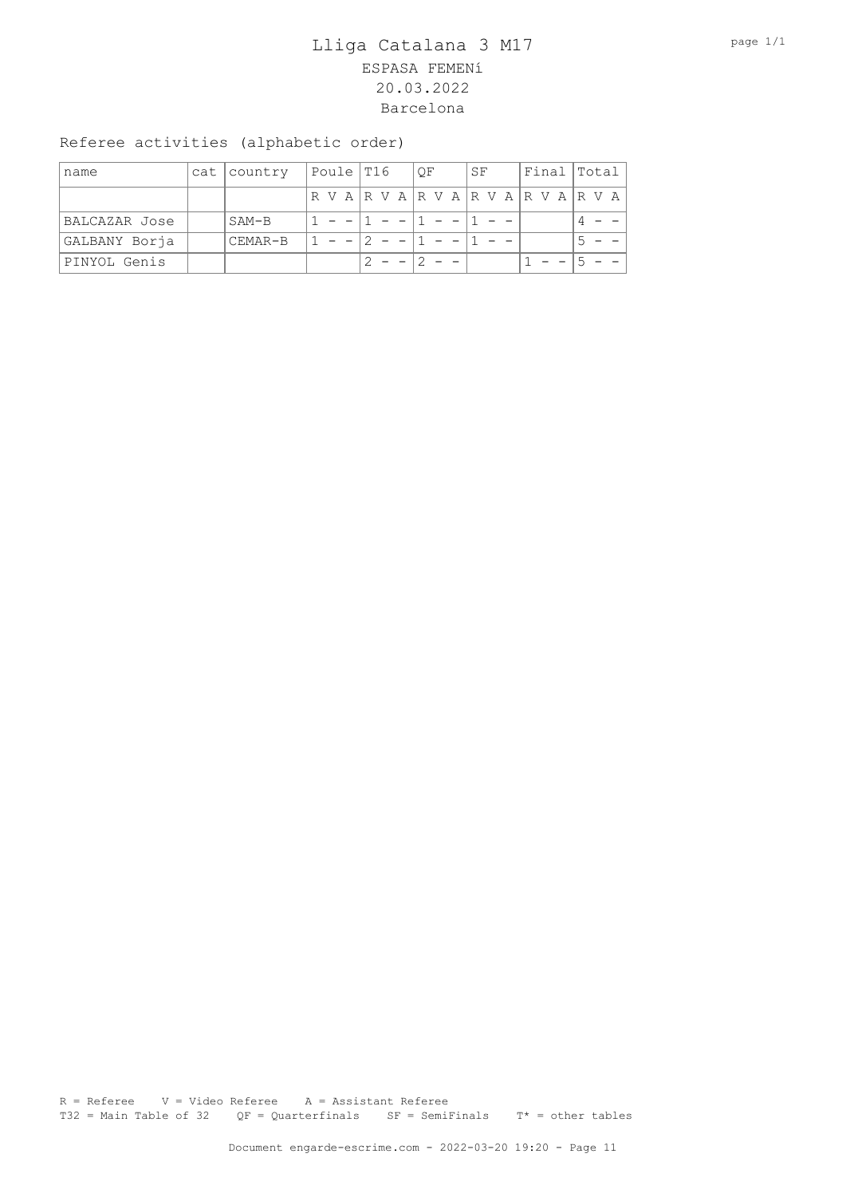# Lliga Catalana 3 M17

ESPASA FEMENí
20.03.2022
Barcelona

Referee activities (alphabetic order)

| name | cat | country | Poule | | | T16 | | | QF | | | SF | | | Final | | | Total | | |
|---|---|---|---|---|---|---|---|---|---|---|---|---|---|---|---|---|---|---|---|---|
| | | | R | V | A | R | V | A | R | V | A | R | V | A | R | V | A | R | V | A |
| BALCAZAR Jose | | SAM-B | 1 | - | - | 1 | - | - | 1 | - | - | 1 | - | - | | | | 4 | - | - |
| GALBANY Borja | | CEMAR-B | 1 | - | - | 2 | - | - | 1 | - | - | 1 | - | - | | | | 5 | - | - |
| PINYOL Genis | | | | | | 2 | - | - | 2 | - | - | | | | 1 | - | - | 5 | - | - |

R = Referee V = Video Referee A = Assistant Referee
T32 = Main Table of 32 QF = Quarterfinals SF = SemiFinals T* = other tables

Document engarde-escrime.com - 2022-03-20 19:20 - Page 11